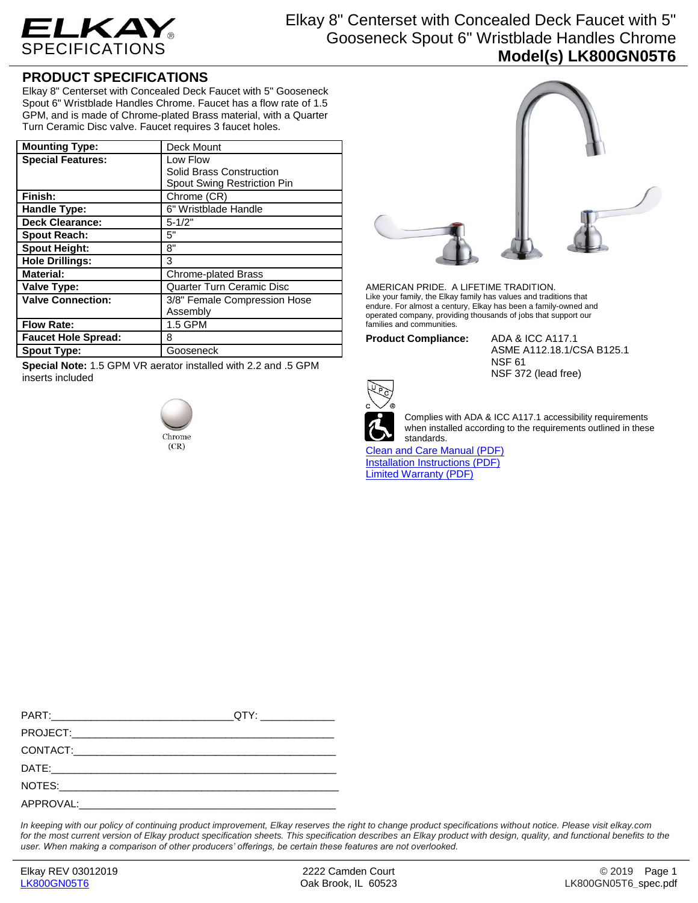# ELKAY SPECIFICATIONS

# Elkay 8" Centerset with Concealed Deck Faucet with 5" Gooseneck Spout 6" Wristblade Handles Chrome

## Model(s) LK800GN05T6

## PRODUCT SPECIFICATIONS

Elkay 8" Centerset with Concealed Deck Faucet with 5" Gooseneck Spout 6" Wristblade Handles Chrome. Faucet has a flow rate of 1.5 GPM, and is made of Chrome-plated Brass material, with a Quarter Turn Ceramic Disc valve. Faucet requires 3 faucet holes.

| | |
|---|---|
| **Mounting Type:** | Deck Mount |
| **Special Features:** | Low Flow<br>Solid Brass Construction<br>Spout Swing Restriction Pin |
| **Finish:** | Chrome (CR) |
| **Handle Type:** | 6" Wristblade Handle |
| **Deck Clearance:** | 5-1/2" |
| **Spout Reach:** | 5" |
| **Spout Height:** | 8" |
| **Hole Drillings:** | 3 |
| **Material:** | Chrome-plated Brass |
| **Valve Type:** | Quarter Turn Ceramic Disc |
| **Valve Connection:** | 3/8" Female Compression Hose Assembly |
| **Flow Rate:** | 1.5 GPM |
| **Faucet Hole Spread:** | 8 |
| **Spout Type:** | Gooseneck |

**Special Note:** 1.5 GPM VR aerator installed with 2.2 and .5 GPM inserts included

Chrome (CR)

AMERICAN PRIDE. A LIFETIME TRADITION.
Like your family, the Elkay family has values and traditions that endure. For almost a century, Elkay has been a family-owned and operated company, providing thousands of jobs that support our families and communities.

**Product Compliance:** ADA & ICC A117.1
ASME A112.18.1/CSA B125.1
NSF 61
NSF 372 (lead free)

Complies with ADA & ICC A117.1 accessibility requirements when installed according to the requirements outlined in these standards.

[Clean and Care Manual (PDF)](#)
[Installation Instructions (PDF)](#)
[Limited Warranty (PDF)](#)

PART:________________________________QTY: _____________

PROJECT:_______________________________________________

CONTACT:_______________________________________________

DATE:__________________________________________________

NOTES:_________________________________________________

APPROVAL:______________________________________________

*In keeping with our policy of continuing product improvement, Elkay reserves the right to change product specifications without notice. Please visit elkay.com for the most current version of Elkay product specification sheets. This specification describes an Elkay product with design, quality, and functional benefits to the user. When making a comparison of other producers' offerings, be certain these features are not overlooked.*

Elkay REV 03012019
LK800GN05T6

2222 Camden Court
Oak Brook, IL 60523

© 2019
LK800GN05T6_spec.pdf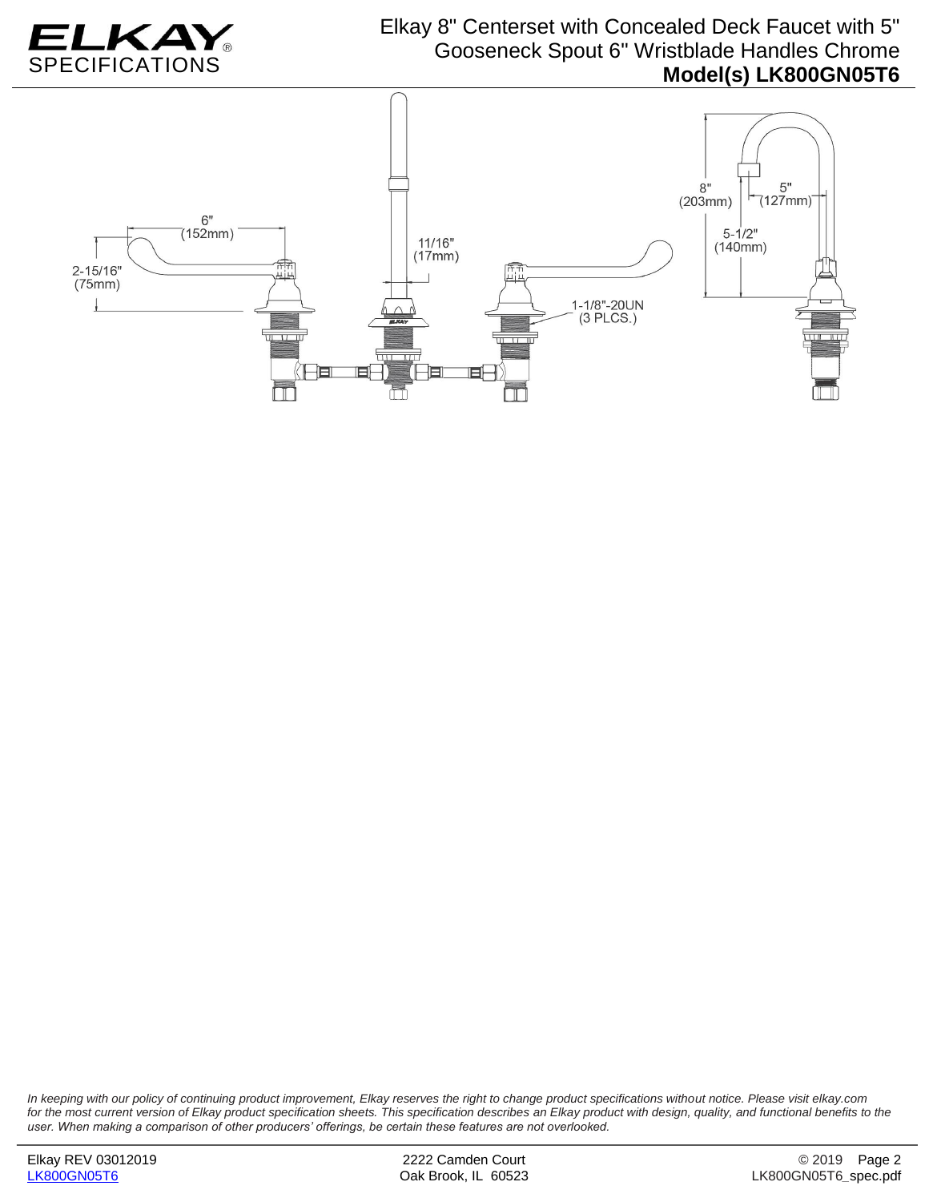# Elkay 8" Centerset with Concealed Deck Faucet with 5" Gooseneck Spout 6" Wristblade Handles Chrome

## Model(s) LK800GN05T6

6" (152mm)

2-15/16" (75mm)

11/16" (17mm)

1-1/8"-20UN (3 PLCS.)

8" (203mm)

5" (127mm)

5-1/2" (140mm)

*In keeping with our policy of continuing product improvement, Elkay reserves the right to change product specifications without notice. Please visit elkay.com for the most current version of Elkay product specification sheets. This specification describes an Elkay product with design, quality, and functional benefits to the user. When making a comparison of other producers' offerings, be certain these features are not overlooked.*

Elkay REV 03012019
LK800GN05T6

2222 Camden Court
Oak Brook, IL 60523

© 2019
LK800GN05T6_spec.pdf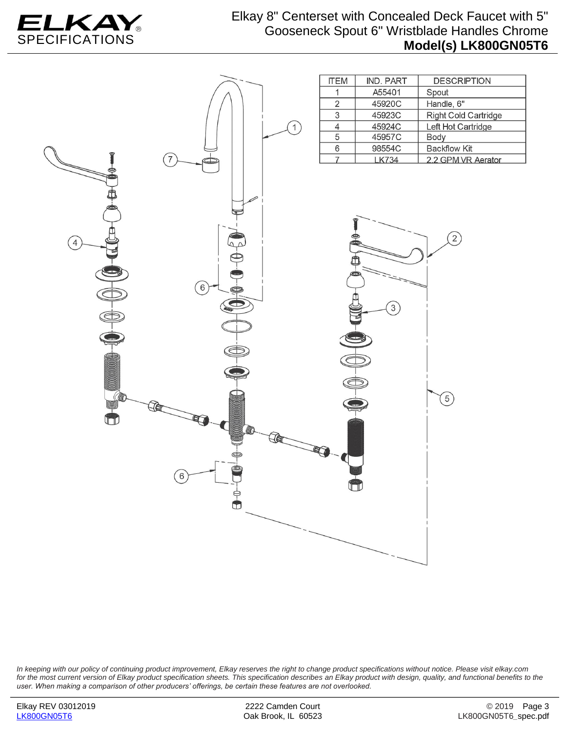# Elkay 8" Centerset with Concealed Deck Faucet with 5" Gooseneck Spout 6" Wristblade Handles Chrome

**Model(s) LK800GN05T6**

| ITEM | IND. PART | DESCRIPTION |
|---|---|---|
| 1 | A55401 | Spout |
| 2 | 45920C | Handle, 6" |
| 3 | 45923C | Right Cold Cartridge |
| 4 | 45924C | Left Hot Cartridge |
| 5 | 45957C | Body |
| 6 | 98554C | Backflow Kit |
| 7 | LK734 | 2.2 GPM VR Aerator |

*In keeping with our policy of continuing product improvement, Elkay reserves the right to change product specifications without notice. Please visit elkay.com for the most current version of Elkay product specification sheets. This specification describes an Elkay product with design, quality, and functional benefits to the user. When making a comparison of other producers' offerings, be certain these features are not overlooked.*

Elkay REV 03012019
LK800GN05T6

2222 Camden Court
Oak Brook, IL 60523

© 2019
LK800GN05T6_spec.pdf